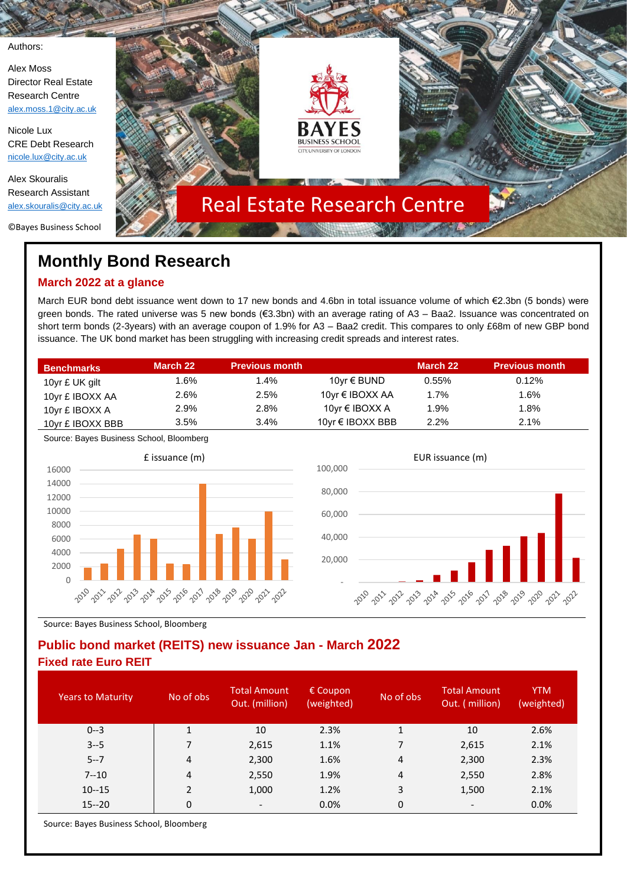Authors:

Alex Moss
Director Real Estate Research Centre
alex.moss.1@city.ac.uk

Nicole Lux
CRE Debt Research
nicole.lux@city.ac.uk

Alex Skouralis
Research Assistant
alex.skouralis@city.ac.uk

©Bayes Business School

BAYES BUSINESS SCHOOL
CITY, UNIVERSITY OF LONDON

Real Estate Research Centre

# Monthly Bond Research

## March 2022 at a glance

March EUR bond debt issuance went down to 17 new bonds and 4.6bn in total issuance volume of which €2.3bn (5 bonds) were green bonds. The rated universe was 5 new bonds (€3.3bn) with an average rating of A3 – Baa2. Issuance was concentrated on short term bonds (2-3years) with an average coupon of 1.9% for A3 – Baa2 credit. This compares to only £68m of new GBP bond issuance. The UK bond market has been struggling with increasing credit spreads and interest rates.

| Benchmarks | March 22 | Previous month | | March 22 | Previous month |
|---|---|---|---|---|---|
| 10yr £ UK gilt | 1.6% | 1.4% | 10yr € BUND | 0.55% | 0.12% |
| 10yr £ IBOXX AA | 2.6% | 2.5% | 10yr € IBOXX AA | 1.7% | 1.6% |
| 10yr £ IBOXX A | 2.9% | 2.8% | 10yr € IBOXX A | 1.9% | 1.8% |
| 10yr £ IBOXX BBB | 3.5% | 3.4% | 10yr € IBOXX BBB | 2.2% | 2.1% |

Source: Bayes Business School, Bloomberg

£ issuance (m)

EUR issuance (m)

Source: Bayes Business School, Bloomberg

## Public bond market (REITS) new issuance Jan - March 2022

### Fixed rate Euro REIT

| Years to Maturity | No of obs | Total Amount Out. (million) | € Coupon (weighted) | No of obs | Total Amount Out. ( million) | YTM (weighted) |
|---|---|---|---|---|---|---|
| 0--3 | 1 | 10 | 2.3% | 1 | 10 | 2.6% |
| 3--5 | 7 | 2,615 | 1.1% | 7 | 2,615 | 2.1% |
| 5--7 | 4 | 2,300 | 1.6% | 4 | 2,300 | 2.3% |
| 7--10 | 4 | 2,550 | 1.9% | 4 | 2,550 | 2.8% |
| 10--15 | 2 | 1,000 | 1.2% | 3 | 1,500 | 2.1% |
| 15--20 | 0 | - | 0.0% | 0 | - | 0.0% |

Source: Bayes Business School, Bloomberg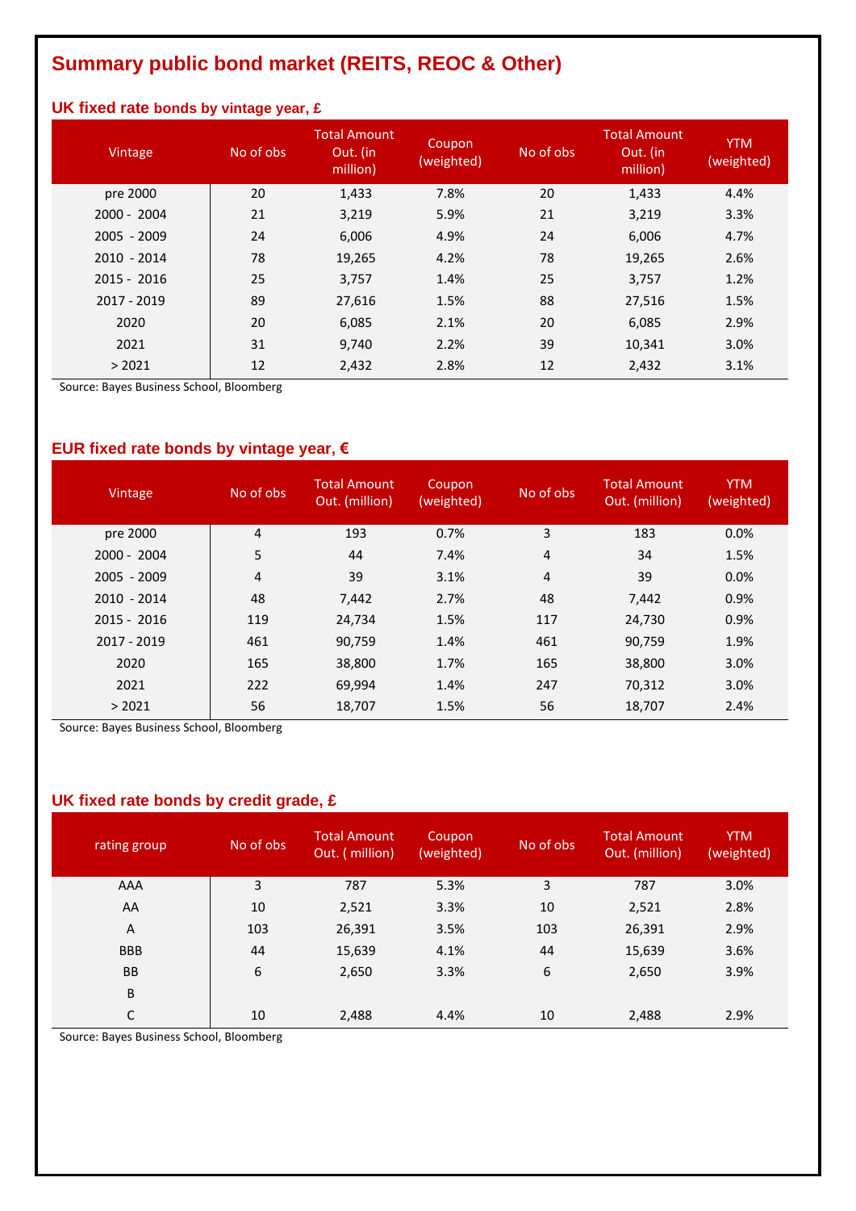# Summary public bond market (REITS, REOC & Other)

### UK fixed rate bonds by vintage year, £

| Vintage | No of obs | Total Amount Out. (in million) | Coupon (weighted) | No of obs | Total Amount Out. (in million) | YTM (weighted) |
|---|---|---|---|---|---|---|
| pre 2000 | 20 | 1,433 | 7.8% | 20 | 1,433 | 4.4% |
| 2000 - 2004 | 21 | 3,219 | 5.9% | 21 | 3,219 | 3.3% |
| 2005 - 2009 | 24 | 6,006 | 4.9% | 24 | 6,006 | 4.7% |
| 2010 - 2014 | 78 | 19,265 | 4.2% | 78 | 19,265 | 2.6% |
| 2015 - 2016 | 25 | 3,757 | 1.4% | 25 | 3,757 | 1.2% |
| 2017 - 2019 | 89 | 27,616 | 1.5% | 88 | 27,516 | 1.5% |
| 2020 | 20 | 6,085 | 2.1% | 20 | 6,085 | 2.9% |
| 2021 | 31 | 9,740 | 2.2% | 39 | 10,341 | 3.0% |
| > 2021 | 12 | 2,432 | 2.8% | 12 | 2,432 | 3.1% |

Source: Bayes Business School, Bloomberg

### EUR fixed rate bonds by vintage year, €

| Vintage | No of obs | Total Amount Out. (million) | Coupon (weighted) | No of obs | Total Amount Out. (million) | YTM (weighted) |
|---|---|---|---|---|---|---|
| pre 2000 | 4 | 193 | 0.7% | 3 | 183 | 0.0% |
| 2000 - 2004 | 5 | 44 | 7.4% | 4 | 34 | 1.5% |
| 2005 - 2009 | 4 | 39 | 3.1% | 4 | 39 | 0.0% |
| 2010 - 2014 | 48 | 7,442 | 2.7% | 48 | 7,442 | 0.9% |
| 2015 - 2016 | 119 | 24,734 | 1.5% | 117 | 24,730 | 0.9% |
| 2017 - 2019 | 461 | 90,759 | 1.4% | 461 | 90,759 | 1.9% |
| 2020 | 165 | 38,800 | 1.7% | 165 | 38,800 | 3.0% |
| 2021 | 222 | 69,994 | 1.4% | 247 | 70,312 | 3.0% |
| > 2021 | 56 | 18,707 | 1.5% | 56 | 18,707 | 2.4% |

Source: Bayes Business School, Bloomberg

### UK fixed rate bonds by credit grade, £

| rating group | No of obs | Total Amount Out. ( million) | Coupon (weighted) | No of obs | Total Amount Out. (million) | YTM (weighted) |
|---|---|---|---|---|---|---|
| AAA | 3 | 787 | 5.3% | 3 | 787 | 3.0% |
| AA | 10 | 2,521 | 3.3% | 10 | 2,521 | 2.8% |
| A | 103 | 26,391 | 3.5% | 103 | 26,391 | 2.9% |
| BBB | 44 | 15,639 | 4.1% | 44 | 15,639 | 3.6% |
| BB | 6 | 2,650 | 3.3% | 6 | 2,650 | 3.9% |
| B | | | | | | |
| C | 10 | 2,488 | 4.4% | 10 | 2,488 | 2.9% |

Source: Bayes Business School, Bloomberg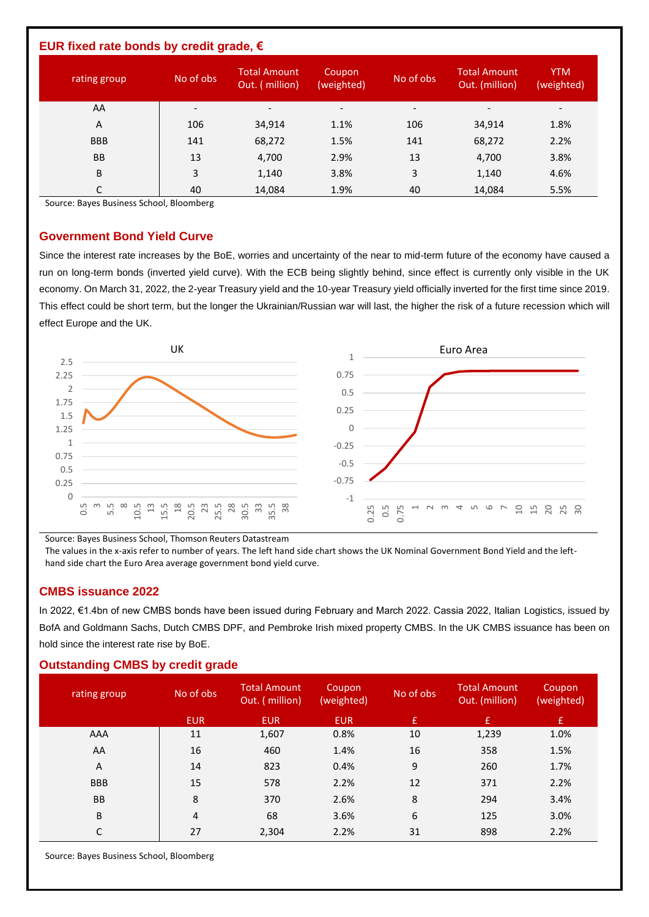## EUR fixed rate bonds by credit grade, €

| rating group | No of obs | Total Amount Out. ( million) | Coupon (weighted) | No of obs | Total Amount Out. (million) | YTM (weighted) |
|---|---|---|---|---|---|---|
| AA | - | - | - | - | - | - |
| A | 106 | 34,914 | 1.1% | 106 | 34,914 | 1.8% |
| BBB | 141 | 68,272 | 1.5% | 141 | 68,272 | 2.2% |
| BB | 13 | 4,700 | 2.9% | 13 | 4,700 | 3.8% |
| B | 3 | 1,140 | 3.8% | 3 | 1,140 | 4.6% |
| C | 40 | 14,084 | 1.9% | 40 | 14,084 | 5.5% |

Source: Bayes Business School, Bloomberg

## Government Bond Yield Curve

Since the interest rate increases by the BoE, worries and uncertainty of the near to mid-term future of the economy have caused a run on long-term bonds (inverted yield curve). With the ECB being slightly behind, since effect is currently only visible in the UK economy. On March 31, 2022, the 2-year Treasury yield and the 10-year Treasury yield officially inverted for the first time since 2019. This effect could be short term, but the longer the Ukrainian/Russian war will last, the higher the risk of a future recession which will effect Europe and the UK.

Source: Bayes Business School, Thomson Reuters Datastream

The values in the x-axis refer to number of years. The left hand side chart shows the UK Nominal Government Bond Yield and the left-hand side chart the Euro Area average government bond yield curve.

## CMBS issuance 2022

In 2022, €1.4bn of new CMBS bonds have been issued during February and March 2022. Cassia 2022, Italian Logistics, issued by BofA and Goldmann Sachs, Dutch CMBS DPF, and Pembroke Irish mixed property CMBS. In the UK CMBS issuance has been on hold since the interest rate rise by BoE.

## Outstanding CMBS by credit grade

| rating group | No of obs | Total Amount Out. ( million) | Coupon (weighted) | No of obs | Total Amount Out. (million) | Coupon (weighted) |
|---|---|---|---|---|---|---|
| | EUR | EUR | EUR | £ | £ | £ |
| AAA | 11 | 1,607 | 0.8% | 10 | 1,239 | 1.0% |
| AA | 16 | 460 | 1.4% | 16 | 358 | 1.5% |
| A | 14 | 823 | 0.4% | 9 | 260 | 1.7% |
| BBB | 15 | 578 | 2.2% | 12 | 371 | 2.2% |
| BB | 8 | 370 | 2.6% | 8 | 294 | 3.4% |
| B | 4 | 68 | 3.6% | 6 | 125 | 3.0% |
| C | 27 | 2,304 | 2.2% | 31 | 898 | 2.2% |

Source: Bayes Business School, Bloomberg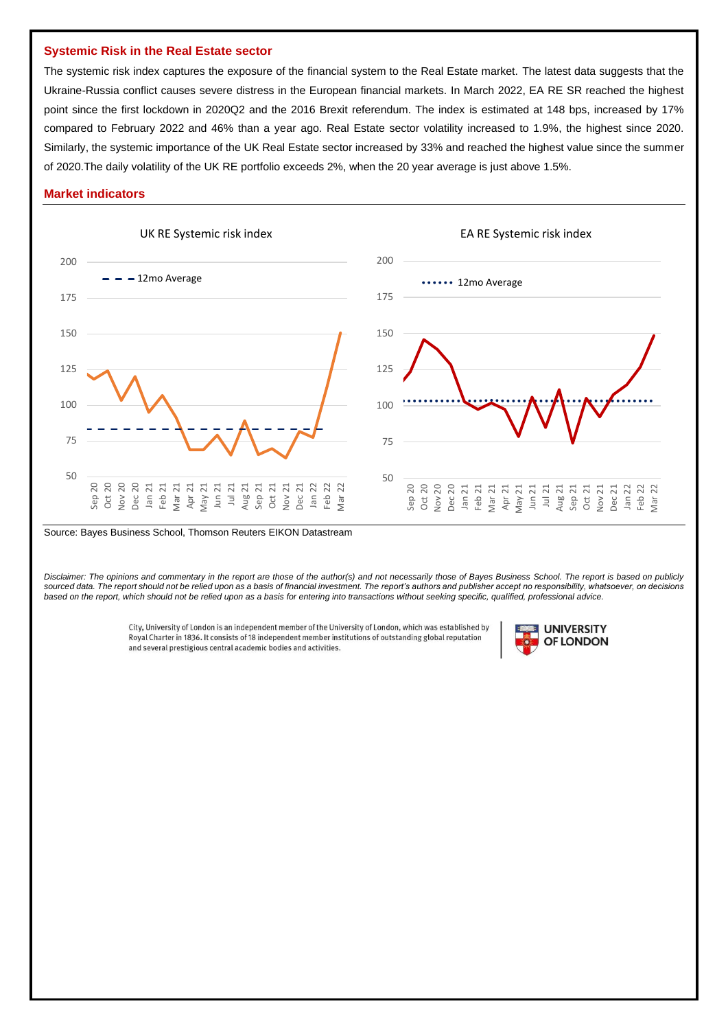## Systemic Risk in the Real Estate sector

The systemic risk index captures the exposure of the financial system to the Real Estate market. The latest data suggests that the Ukraine-Russia conflict causes severe distress in the European financial markets. In March 2022, EA RE SR reached the highest point since the first lockdown in 2020Q2 and the 2016 Brexit referendum. The index is estimated at 148 bps, increased by 17% compared to February 2022 and 46% than a year ago. Real Estate sector volatility increased to 1.9%, the highest since 2020. Similarly, the systemic importance of the UK Real Estate sector increased by 33% and reached the highest value since the summer of 2020.The daily volatility of the UK RE portfolio exceeds 2%, when the 20 year average is just above 1.5%.

## Market indicators

UK RE Systemic risk index

12mo Average

200
175
150
125
100
75
50

Sep 20, Oct 20, Nov 20, Dec 20, Jan 21, Feb 21, Mar 21, Apr 21, May 21, Jun 21, Jul 21, Aug 21, Sep 21, Oct 21, Nov 21, Dec 21, Jan 22, Feb 22, Mar 22

EA RE Systemic risk index

12mo Average

200
175
150
125
100
75
50

Sep 20, Oct 20, Nov 20, Dec 20, Jan 21, Feb 21, Mar 21, Apr 21, May 21, Jun 21, Jul 21, Aug 21, Sep 21, Oct 21, Nov 21, Dec 21, Jan 22, Feb 22, Mar 22

Source: Bayes Business School, Thomson Reuters EIKON Datastream

*Disclaimer: The opinions and commentary in the report are those of the author(s) and not necessarily those of Bayes Business School. The report is based on publicly sourced data. The report should not be relied upon as a basis of financial investment. The report's authors and publisher accept no responsibility, whatsoever, on decisions based on the report, which should not be relied upon as a basis for entering into transactions without seeking specific, qualified, professional advice.*

City, University of London is an independent member of the University of London, which was established by Royal Charter in 1836. It consists of 18 independent member institutions of outstanding global reputation and several prestigious central academic bodies and activities.

UNIVERSITY OF LONDON